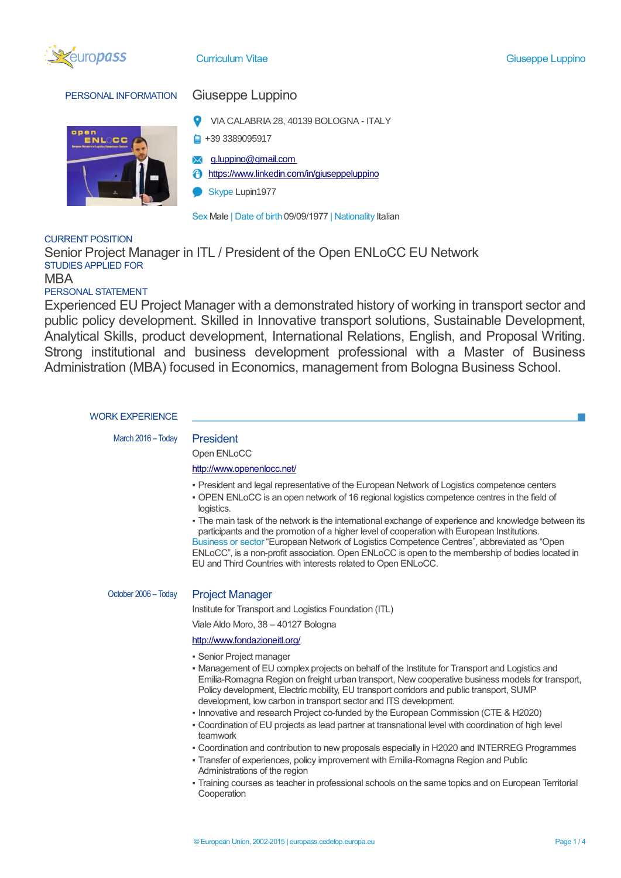# Giuseppe Luppino

## PERSONAL INFORMATION

VIA CALABRIA 28, 40139 BOLOGNA - ITALY

+39 3389095917

g.luppino@gmail.com

https://www.linkedin.com/in/giuseppeluppino

Skype Lupin1977

Sex Male | Date of birth 09/09/1977 | Nationality Italian

## CURRENT POSITION

Senior Project Manager in ITL / President of the Open ENLoCC EU Network

## STUDIES APPLIED FOR

MBA

## PERSONAL STATEMENT

Experienced EU Project Manager with a demonstrated history of working in transport sector and public policy development. Skilled in Innovative transport solutions, Sustainable Development, Analytical Skills, product development, International Relations, English, and Proposal Writing. Strong institutional and business development professional with a Master of Business Administration (MBA) focused in Economics, management from Bologna Business School.

## WORK EXPERIENCE

**March 2016 – Today**

### President

Open ENLoCC

http://www.openenlocc.net/

- President and legal representative of the European Network of Logistics competence centers
- OPEN ENLoCC is an open network of 16 regional logistics competence centres in the field of logistics.
- The main task of the network is the international exchange of experience and knowledge between its participants and the promotion of a higher level of cooperation with European Institutions.

Business or sector "European Network of Logistics Competence Centres", abbreviated as "Open ENLoCC", is a non-profit association. Open ENLoCC is open to the membership of bodies located in EU and Third Countries with interests related to Open ENLoCC.

**October 2006 – Today**

### Project Manager

Institute for Transport and Logistics Foundation (ITL)

Viale Aldo Moro, 38 – 40127 Bologna

http://www.fondazioneitl.org/

- Senior Project manager
- Management of EU complex projects on behalf of the Institute for Transport and Logistics and Emilia-Romagna Region on freight urban transport, New cooperative business models for transport, Policy development, Electric mobility, EU transport corridors and public transport, SUMP development, low carbon in transport sector and ITS development.
- Innovative and research Project co-funded by the European Commission (CTE & H2020)
- Coordination of EU projects as lead partner at transnational level with coordination of high level teamwork
- Coordination and contribution to new proposals especially in H2020 and INTERREG Programmes
- Transfer of experiences, policy improvement with Emilia-Romagna Region and Public Administrations of the region
- Training courses as teacher in professional schools on the same topics and on European Territorial Cooperation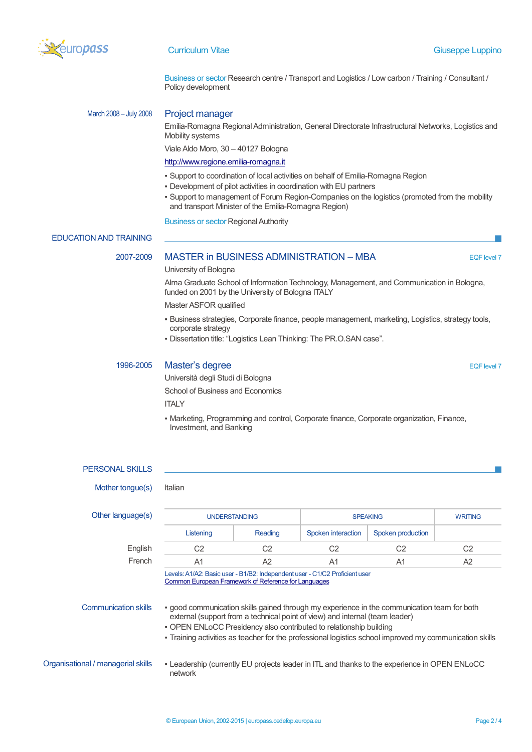Business or sector Research centre / Transport and Logistics / Low carbon / Training / Consultant / Policy development

March 2008 – July 2008

### Project manager

Emilia-Romagna Regional Administration, General Directorate Infrastructural Networks, Logistics and Mobility systems

Viale Aldo Moro, 30 – 40127 Bologna

http://www.regione.emilia-romagna.it

- Support to coordination of local activities on behalf of Emilia-Romagna Region
- Development of pilot activities in coordination with EU partners
- Support to management of Forum Region-Companies on the logistics (promoted from the mobility and transport Minister of the Emilia-Romagna Region)

Business or sector Regional Authority

## EDUCATION AND TRAINING

2007-2009

### MASTER in BUSINESS ADMINISTRATION – MBA

EQF level 7

University of Bologna

Alma Graduate School of Information Technology, Management, and Communication in Bologna, funded on 2001 by the University of Bologna ITALY

Master ASFOR qualified

- Business strategies, Corporate finance, people management, marketing, Logistics, strategy tools, corporate strategy
- Dissertation title: "Logistics Lean Thinking: The PR.O.SAN case".

1996-2005

### Master's degree

EQF level 7

Università degli Studi di Bologna

School of Business and Economics

ITALY

- Marketing, Programming and control, Corporate finance, Corporate organization, Finance, Investment, and Banking

## PERSONAL SKILLS

Mother tongue(s): Italian

Other language(s)

| | UNDERSTANDING | | SPEAKING | | WRITING |
|---|---|---|---|---|---|
| | Listening | Reading | Spoken interaction | Spoken production | |
| English | C2 | C2 | C2 | C2 | C2 |
| French | A1 | A2 | A1 | A1 | A2 |

Levels: A1/A2: Basic user - B1/B2: Independent user - C1/C2 Proficient user
Common European Framework of Reference for Languages

Communication skills

- good communication skills gained through my experience in the communication team for both external (support from a technical point of view) and internal (team leader)
- OPEN ENLoCC Presidency also contributed to relationship building
- Training activities as teacher for the professional logistics school improved my communication skills

Organisational / managerial skills

- Leadership (currently EU projects leader in ITL and thanks to the experience in OPEN ENLoCC network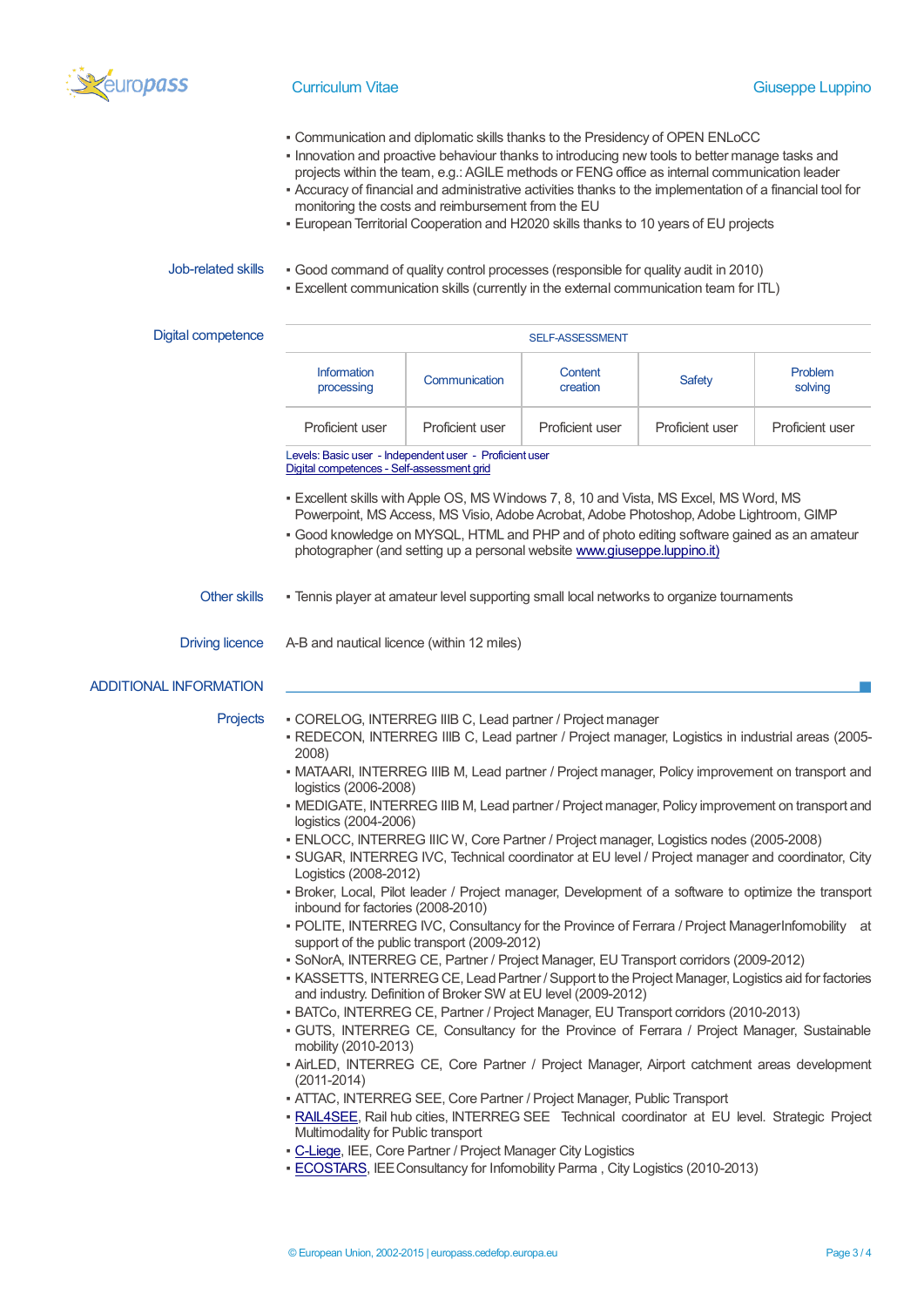- Communication and diplomatic skills thanks to the Presidency of OPEN ENLoCC
- Innovation and proactive behaviour thanks to introducing new tools to better manage tasks and projects within the team, e.g.: AGILE methods or FENG office as internal communication leader
- Accuracy of financial and administrative activities thanks to the implementation of a financial tool for monitoring the costs and reimbursement from the EU
- European Territorial Cooperation and H2020 skills thanks to 10 years of EU projects

**Job-related skills**

- Good command of quality control processes (responsible for quality audit in 2010)
- Excellent communication skills (currently in the external communication team for ITL)

**Digital competence**

| SELF-ASSESSMENT | | | | |
|---|---|---|---|---|
| Information processing | Communication | Content creation | Safety | Problem solving |
| Proficient user | Proficient user | Proficient user | Proficient user | Proficient user |

Levels: Basic user - Independent user - Proficient user
Digital competences - Self-assessment grid

- Excellent skills with Apple OS, MS Windows 7, 8, 10 and Vista, MS Excel, MS Word, MS Powerpoint, MS Access, MS Visio, Adobe Acrobat, Adobe Photoshop, Adobe Lightroom, GIMP
- Good knowledge on MYSQL, HTML and PHP and of photo editing software gained as an amateur photographer (and setting up a personal website www.giuseppe.luppino.it)

**Other skills**

- Tennis player at amateur level supporting small local networks to organize tournaments

**Driving licence**

A-B and nautical licence (within 12 miles)

## ADDITIONAL INFORMATION

**Projects**

- CORELOG, INTERREG IIIB C, Lead partner / Project manager
- REDECON, INTERREG IIIB C, Lead partner / Project manager, Logistics in industrial areas (2005-2008)
- MATAARI, INTERREG IIIB M, Lead partner / Project manager, Policy improvement on transport and logistics (2006-2008)
- MEDIGATE, INTERREG IIIB M, Lead partner / Project manager, Policy improvement on transport and logistics (2004-2006)
- ENLOCC, INTERREG IIIC W, Core Partner / Project manager, Logistics nodes (2005-2008)
- SUGAR, INTERREG IVC, Technical coordinator at EU level / Project manager and coordinator, City Logistics (2008-2012)
- Broker, Local, Pilot leader / Project manager, Development of a software to optimize the transport inbound for factories (2008-2010)
- POLITE, INTERREG IVC, Consultancy for the Province of Ferrara / Project ManagerInfomobility at support of the public transport (2009-2012)
- SoNorA, INTERREG CE, Partner / Project Manager, EU Transport corridors (2009-2012)
- KASSETTS, INTERREG CE, Lead Partner / Support to the Project Manager, Logistics aid for factories and industry. Definition of Broker SW at EU level (2009-2012)
- BATCo, INTERREG CE, Partner / Project Manager, EU Transport corridors (2010-2013)
- GUTS, INTERREG CE, Consultancy for the Province of Ferrara / Project Manager, Sustainable mobility (2010-2013)
- AirLED, INTERREG CE, Core Partner / Project Manager, Airport catchment areas development (2011-2014)
- ATTAC, INTERREG SEE, Core Partner / Project Manager, Public Transport
- RAIL4SEE, Rail hub cities, INTERREG SEE Technical coordinator at EU level. Strategic Project Multimodality for Public transport
- C-Liege, IEE, Core Partner / Project Manager City Logistics
- ECOSTARS, IEE Consultancy for Infomobility Parma , City Logistics (2010-2013)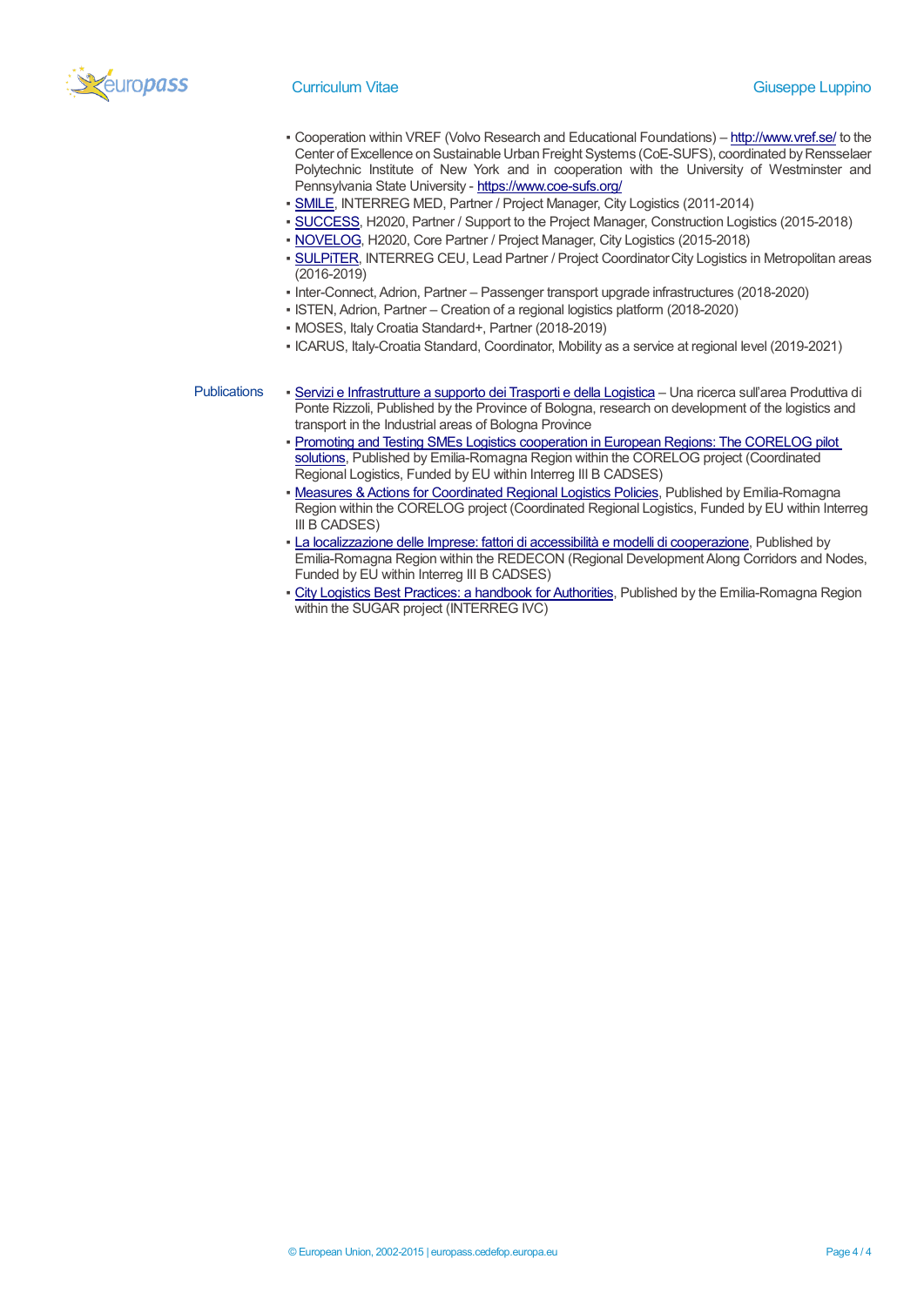- Cooperation within VREF (Volvo Research and Educational Foundations) – http://www.vref.se/ to the Center of Excellence on Sustainable Urban Freight Systems (CoE-SUFS), coordinated by Rensselaer Polytechnic Institute of New York and in cooperation with the University of Westminster and Pennsylvania State University - https://www.coe-sufs.org/
- SMILE, INTERREG MED, Partner / Project Manager, City Logistics (2011-2014)
- SUCCESS, H2020, Partner / Support to the Project Manager, Construction Logistics (2015-2018)
- NOVELOG, H2020, Core Partner / Project Manager, City Logistics (2015-2018)
- SULPiTER, INTERREG CEU, Lead Partner / Project Coordinator City Logistics in Metropolitan areas (2016-2019)
- Inter-Connect, Adrion, Partner – Passenger transport upgrade infrastructures (2018-2020)
- ISTEN, Adrion, Partner – Creation of a regional logistics platform (2018-2020)
- MOSES, Italy Croatia Standard+, Partner (2018-2019)
- ICARUS, Italy-Croatia Standard, Coordinator, Mobility as a service at regional level (2019-2021)

**Publications**

- Servizi e Infrastrutture a supporto dei Trasporti e della Logistica – Una ricerca sull'area Produttiva di Ponte Rizzoli, Published by the Province of Bologna, research on development of the logistics and transport in the Industrial areas of Bologna Province
- Promoting and Testing SMEs Logistics cooperation in European Regions: The CORELOG pilot solutions, Published by Emilia-Romagna Region within the CORELOG project (Coordinated Regional Logistics, Funded by EU within Interreg III B CADSES)
- Measures & Actions for Coordinated Regional Logistics Policies, Published by Emilia-Romagna Region within the CORELOG project (Coordinated Regional Logistics, Funded by EU within Interreg III B CADSES)
- La localizzazione delle Imprese: fattori di accessibilità e modelli di cooperazione, Published by Emilia-Romagna Region within the REDECON (Regional Development Along Corridors and Nodes, Funded by EU within Interreg III B CADSES)
- City Logistics Best Practices: a handbook for Authorities, Published by the Emilia-Romagna Region within the SUGAR project (INTERREG IVC)